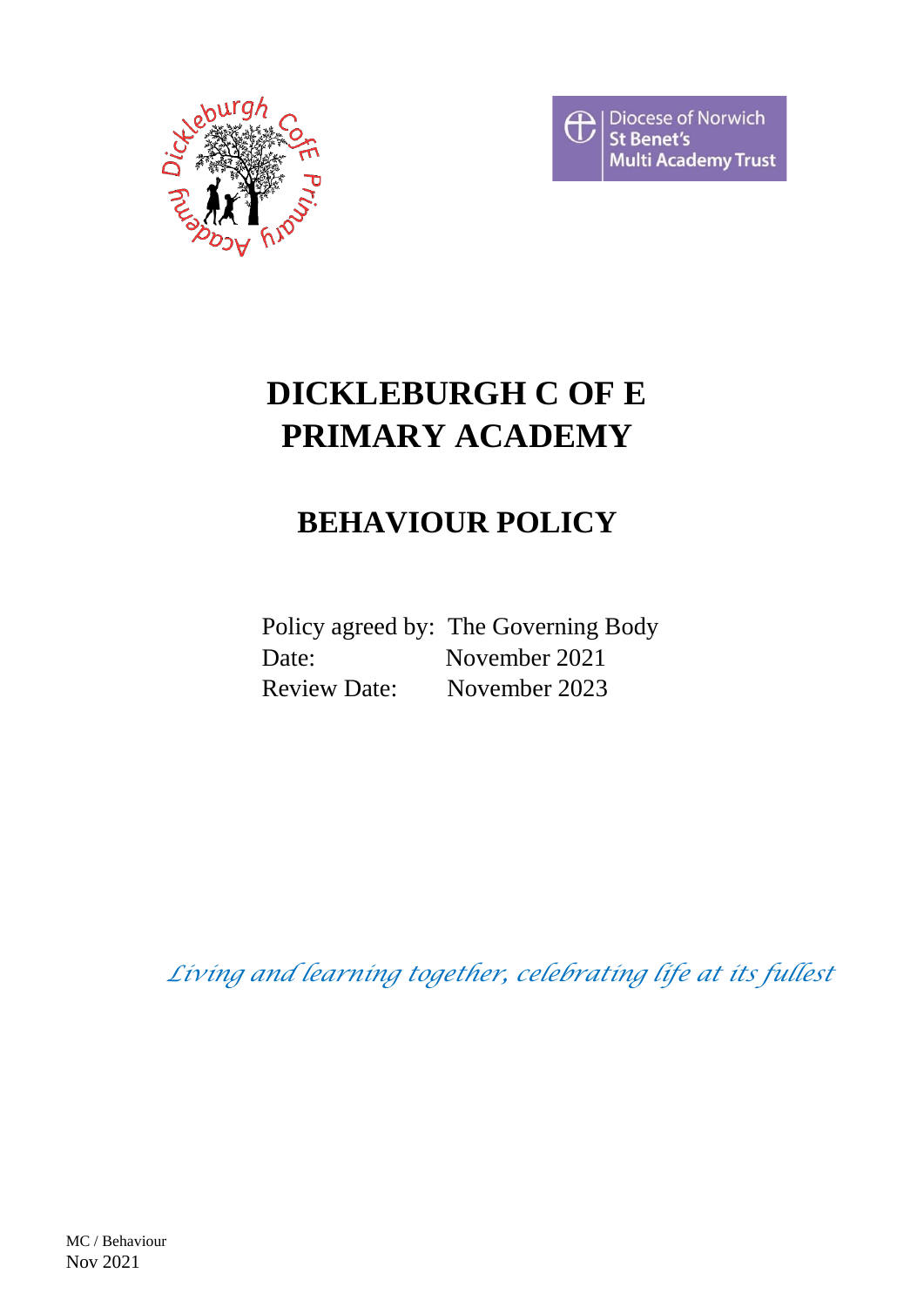# DICKLEBURGH C OF E PRIMARY ACADEMY

## BEHAVIOUR POLICY

Policy agreed by: The Governing Body
Date: November 2021
Review Date: November 2023

*Living and learning together, celebrating life at its fullest*

MC / Behaviour
Nov 2021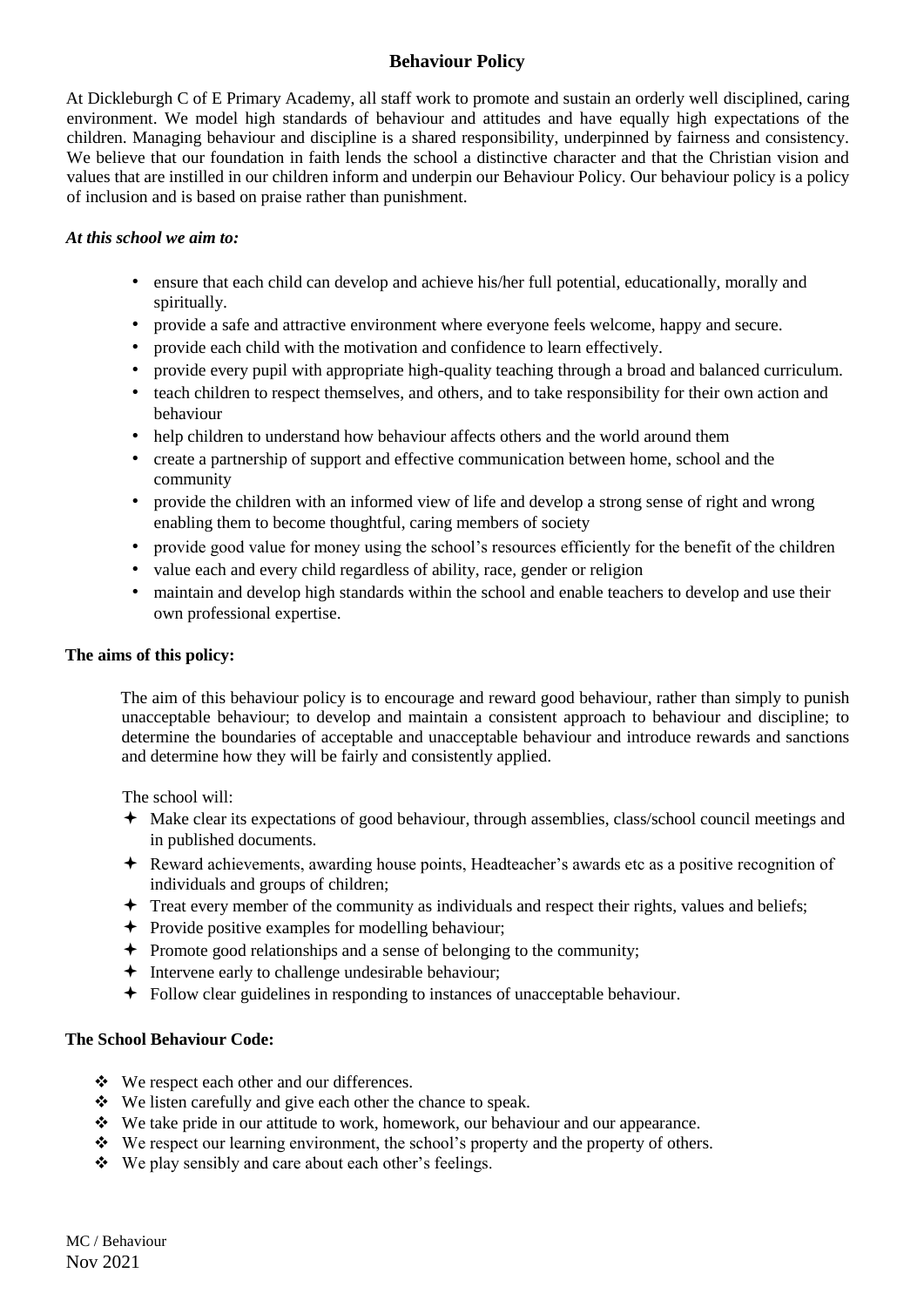# Behaviour Policy

At Dickleburgh C of E Primary Academy, all staff work to promote and sustain an orderly well disciplined, caring environment. We model high standards of behaviour and attitudes and have equally high expectations of the children. Managing behaviour and discipline is a shared responsibility, underpinned by fairness and consistency. We believe that our foundation in faith lends the school a distinctive character and that the Christian vision and values that are instilled in our children inform and underpin our Behaviour Policy. Our behaviour policy is a policy of inclusion and is based on praise rather than punishment.

***At this school we aim to:***

- ensure that each child can develop and achieve his/her full potential, educationally, morally and spiritually.
- provide a safe and attractive environment where everyone feels welcome, happy and secure.
- provide each child with the motivation and confidence to learn effectively.
- provide every pupil with appropriate high-quality teaching through a broad and balanced curriculum.
- teach children to respect themselves, and others, and to take responsibility for their own action and behaviour
- help children to understand how behaviour affects others and the world around them
- create a partnership of support and effective communication between home, school and the community
- provide the children with an informed view of life and develop a strong sense of right and wrong enabling them to become thoughtful, caring members of society
- provide good value for money using the school's resources efficiently for the benefit of the children
- value each and every child regardless of ability, race, gender or religion
- maintain and develop high standards within the school and enable teachers to develop and use their own professional expertise.

**The aims of this policy:**

The aim of this behaviour policy is to encourage and reward good behaviour, rather than simply to punish unacceptable behaviour; to develop and maintain a consistent approach to behaviour and discipline; to determine the boundaries of acceptable and unacceptable behaviour and introduce rewards and sanctions and determine how they will be fairly and consistently applied.

The school will:

- Make clear its expectations of good behaviour, through assemblies, class/school council meetings and in published documents.
- Reward achievements, awarding house points, Headteacher's awards etc as a positive recognition of individuals and groups of children;
- Treat every member of the community as individuals and respect their rights, values and beliefs;
- Provide positive examples for modelling behaviour;
- Promote good relationships and a sense of belonging to the community;
- Intervene early to challenge undesirable behaviour;
- Follow clear guidelines in responding to instances of unacceptable behaviour.

**The School Behaviour Code:**

- We respect each other and our differences.
- We listen carefully and give each other the chance to speak.
- We take pride in our attitude to work, homework, our behaviour and our appearance.
- We respect our learning environment, the school's property and the property of others.
- We play sensibly and care about each other's feelings.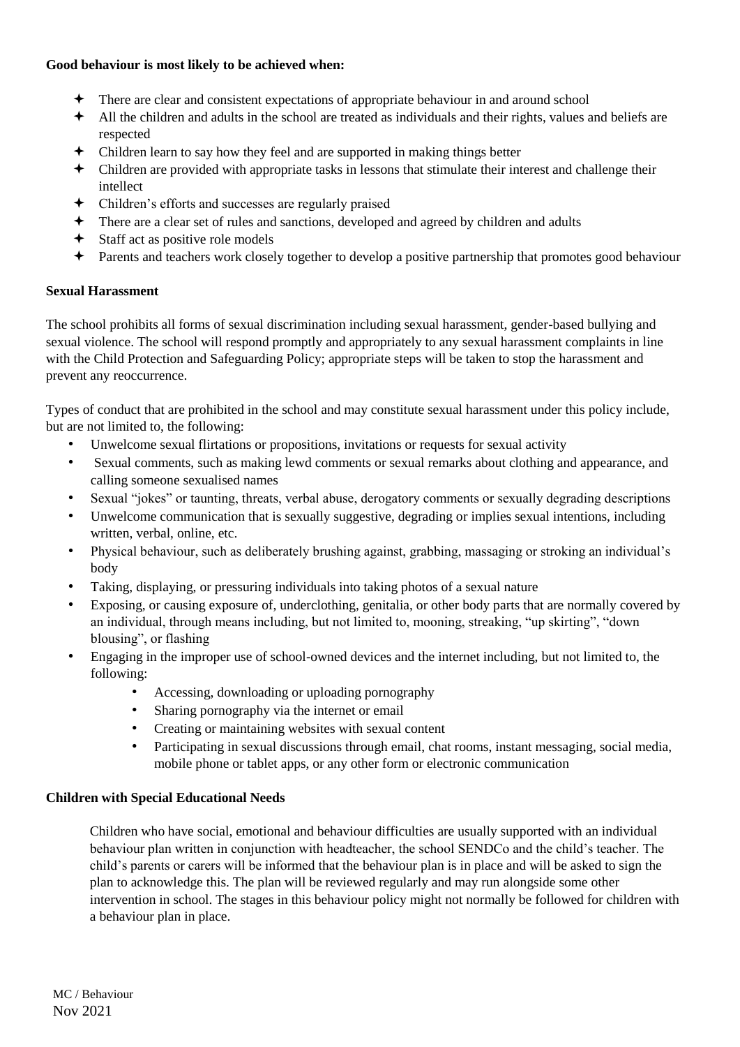**Good behaviour is most likely to be achieved when:**

- There are clear and consistent expectations of appropriate behaviour in and around school
- All the children and adults in the school are treated as individuals and their rights, values and beliefs are respected
- Children learn to say how they feel and are supported in making things better
- Children are provided with appropriate tasks in lessons that stimulate their interest and challenge their intellect
- Children's efforts and successes are regularly praised
- There are a clear set of rules and sanctions, developed and agreed by children and adults
- Staff act as positive role models
- Parents and teachers work closely together to develop a positive partnership that promotes good behaviour

**Sexual Harassment**

The school prohibits all forms of sexual discrimination including sexual harassment, gender-based bullying and sexual violence. The school will respond promptly and appropriately to any sexual harassment complaints in line with the Child Protection and Safeguarding Policy; appropriate steps will be taken to stop the harassment and prevent any reoccurrence.

Types of conduct that are prohibited in the school and may constitute sexual harassment under this policy include, but are not limited to, the following:

- Unwelcome sexual flirtations or propositions, invitations or requests for sexual activity
- Sexual comments, such as making lewd comments or sexual remarks about clothing and appearance, and calling someone sexualised names
- Sexual "jokes" or taunting, threats, verbal abuse, derogatory comments or sexually degrading descriptions
- Unwelcome communication that is sexually suggestive, degrading or implies sexual intentions, including written, verbal, online, etc.
- Physical behaviour, such as deliberately brushing against, grabbing, massaging or stroking an individual's body
- Taking, displaying, or pressuring individuals into taking photos of a sexual nature
- Exposing, or causing exposure of, underclothing, genitalia, or other body parts that are normally covered by an individual, through means including, but not limited to, mooning, streaking, "up skirting", "down blousing", or flashing
- Engaging in the improper use of school-owned devices and the internet including, but not limited to, the following:
  - Accessing, downloading or uploading pornography
  - Sharing pornography via the internet or email
  - Creating or maintaining websites with sexual content
  - Participating in sexual discussions through email, chat rooms, instant messaging, social media, mobile phone or tablet apps, or any other form or electronic communication

**Children with Special Educational Needs**

Children who have social, emotional and behaviour difficulties are usually supported with an individual behaviour plan written in conjunction with headteacher, the school SENDCo and the child's teacher. The child's parents or carers will be informed that the behaviour plan is in place and will be asked to sign the plan to acknowledge this. The plan will be reviewed regularly and may run alongside some other intervention in school. The stages in this behaviour policy might not normally be followed for children with a behaviour plan in place.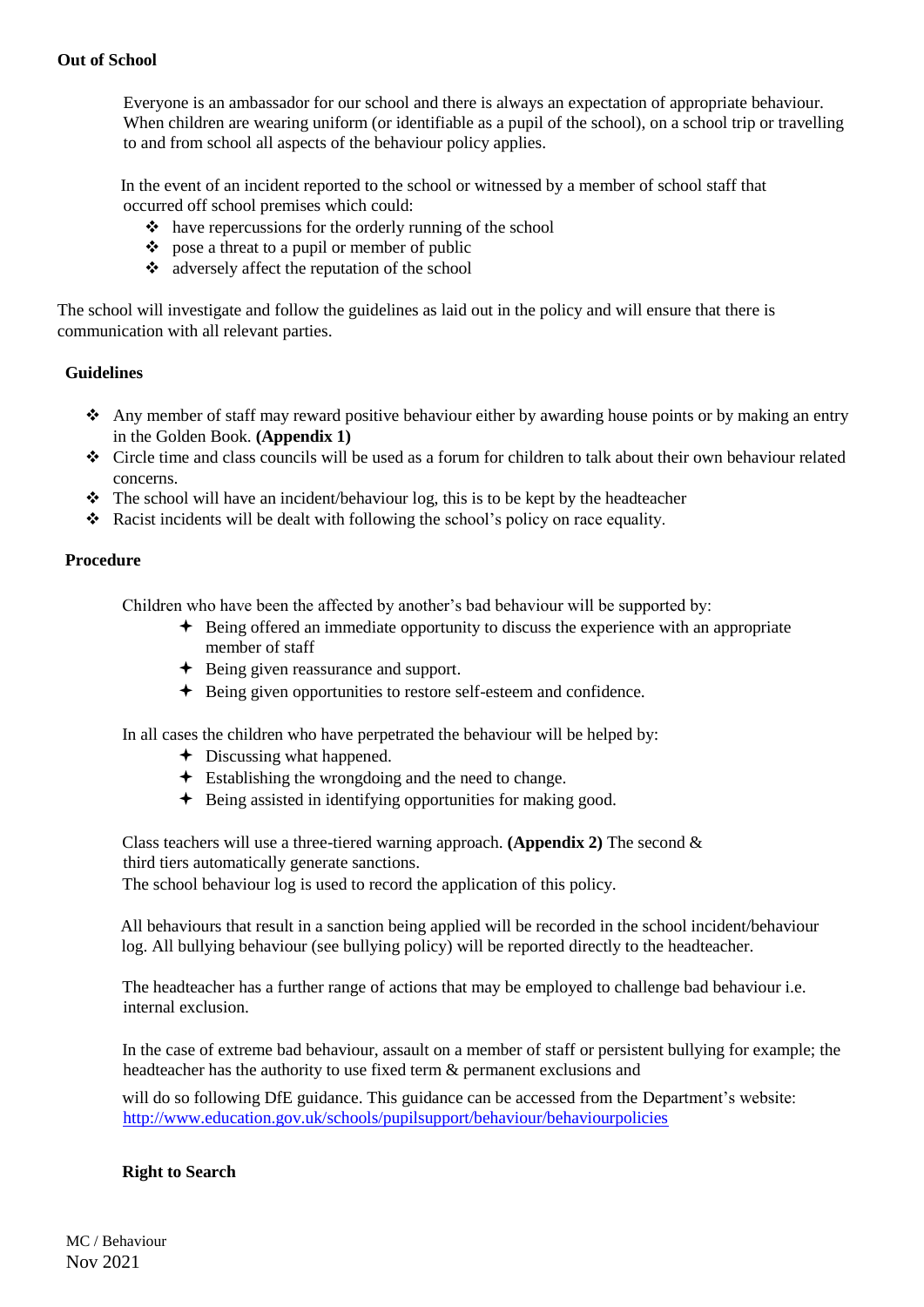**Out of School**

Everyone is an ambassador for our school and there is always an expectation of appropriate behaviour. When children are wearing uniform (or identifiable as a pupil of the school), on a school trip or travelling to and from school all aspects of the behaviour policy applies.

In the event of an incident reported to the school or witnessed by a member of school staff that occurred off school premises which could:

- have repercussions for the orderly running of the school
- pose a threat to a pupil or member of public
- adversely affect the reputation of the school

The school will investigate and follow the guidelines as laid out in the policy and will ensure that there is communication with all relevant parties.

**Guidelines**

- Any member of staff may reward positive behaviour either by awarding house points or by making an entry in the Golden Book. **(Appendix 1)**
- Circle time and class councils will be used as a forum for children to talk about their own behaviour related concerns.
- The school will have an incident/behaviour log, this is to be kept by the headteacher
- Racist incidents will be dealt with following the school's policy on race equality.

**Procedure**

Children who have been the affected by another's bad behaviour will be supported by:

- Being offered an immediate opportunity to discuss the experience with an appropriate member of staff
- Being given reassurance and support.
- Being given opportunities to restore self-esteem and confidence.

In all cases the children who have perpetrated the behaviour will be helped by:

- Discussing what happened.
- Establishing the wrongdoing and the need to change.
- Being assisted in identifying opportunities for making good.

Class teachers will use a three-tiered warning approach. **(Appendix 2)** The second & third tiers automatically generate sanctions.
The school behaviour log is used to record the application of this policy.

All behaviours that result in a sanction being applied will be recorded in the school incident/behaviour log. All bullying behaviour (see bullying policy) will be reported directly to the headteacher.

The headteacher has a further range of actions that may be employed to challenge bad behaviour i.e. internal exclusion.

In the case of extreme bad behaviour, assault on a member of staff or persistent bullying for example; the headteacher has the authority to use fixed term & permanent exclusions and

will do so following DfE guidance. This guidance can be accessed from the Department's website: http://www.education.gov.uk/schools/pupilsupport/behaviour/behaviourpolicies

**Right to Search**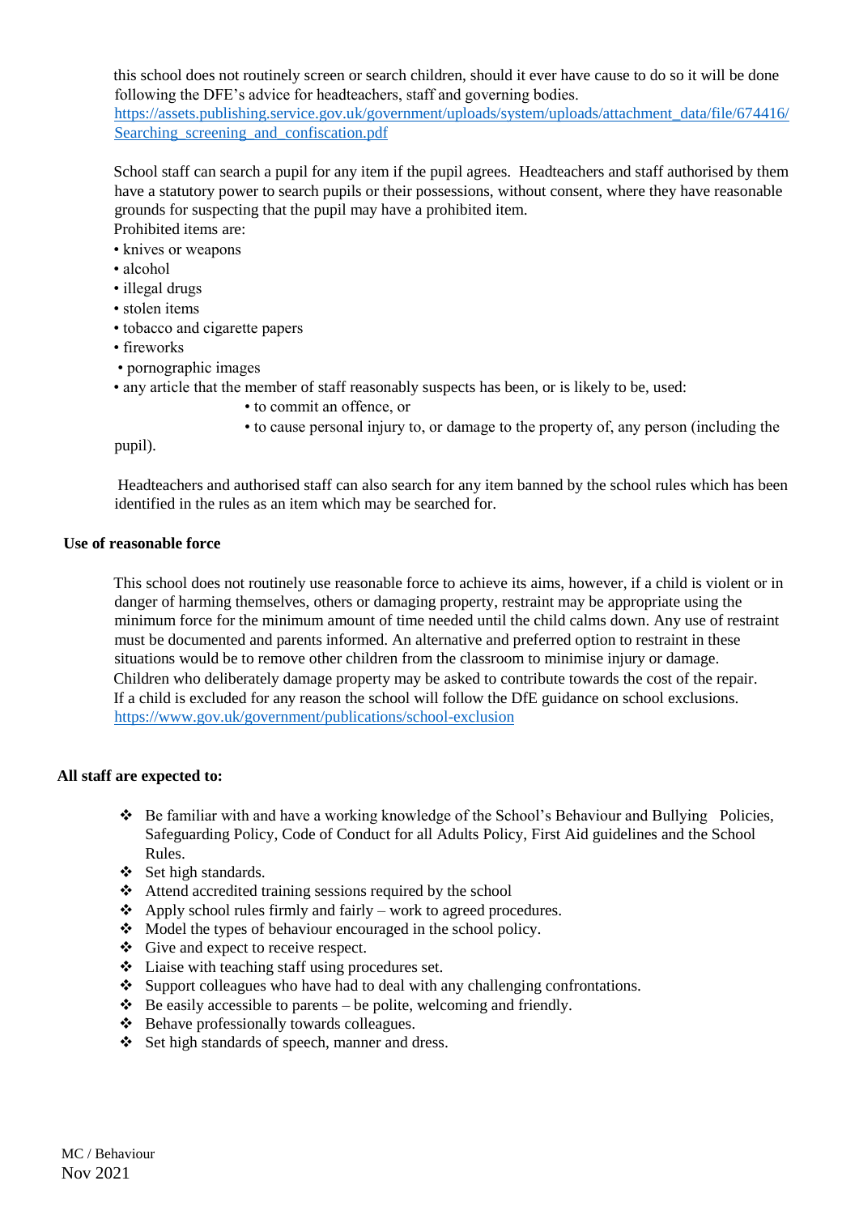this school does not routinely screen or search children, should it ever have cause to do so it will be done following the DFE's advice for headteachers, staff and governing bodies. [https://assets.publishing.service.gov.uk/government/uploads/system/uploads/attachment_data/file/674416/Searching_screening_and_confiscation.pdf](https://assets.publishing.service.gov.uk/government/uploads/system/uploads/attachment_data/file/674416/Searching_screening_and_confiscation.pdf)

School staff can search a pupil for any item if the pupil agrees. Headteachers and staff authorised by them have a statutory power to search pupils or their possessions, without consent, where they have reasonable grounds for suspecting that the pupil may have a prohibited item.

Prohibited items are:

- knives or weapons
- alcohol
- illegal drugs
- stolen items
- tobacco and cigarette papers
- fireworks
- pornographic images
- any article that the member of staff reasonably suspects has been, or is likely to be, used:
  - to commit an offence, or
  - to cause personal injury to, or damage to the property of, any person (including the pupil).

Headteachers and authorised staff can also search for any item banned by the school rules which has been identified in the rules as an item which may be searched for.

**Use of reasonable force**

This school does not routinely use reasonable force to achieve its aims, however, if a child is violent or in danger of harming themselves, others or damaging property, restraint may be appropriate using the minimum force for the minimum amount of time needed until the child calms down. Any use of restraint must be documented and parents informed. An alternative and preferred option to restraint in these situations would be to remove other children from the classroom to minimise injury or damage. Children who deliberately damage property may be asked to contribute towards the cost of the repair. If a child is excluded for any reason the school will follow the DfE guidance on school exclusions. [https://www.gov.uk/government/publications/school-exclusion](https://www.gov.uk/government/publications/school-exclusion)

**All staff are expected to:**

- Be familiar with and have a working knowledge of the School's Behaviour and Bullying Policies, Safeguarding Policy, Code of Conduct for all Adults Policy, First Aid guidelines and the School Rules.
- Set high standards.
- Attend accredited training sessions required by the school
- Apply school rules firmly and fairly – work to agreed procedures.
- Model the types of behaviour encouraged in the school policy.
- Give and expect to receive respect.
- Liaise with teaching staff using procedures set.
- Support colleagues who have had to deal with any challenging confrontations.
- Be easily accessible to parents – be polite, welcoming and friendly.
- Behave professionally towards colleagues.
- Set high standards of speech, manner and dress.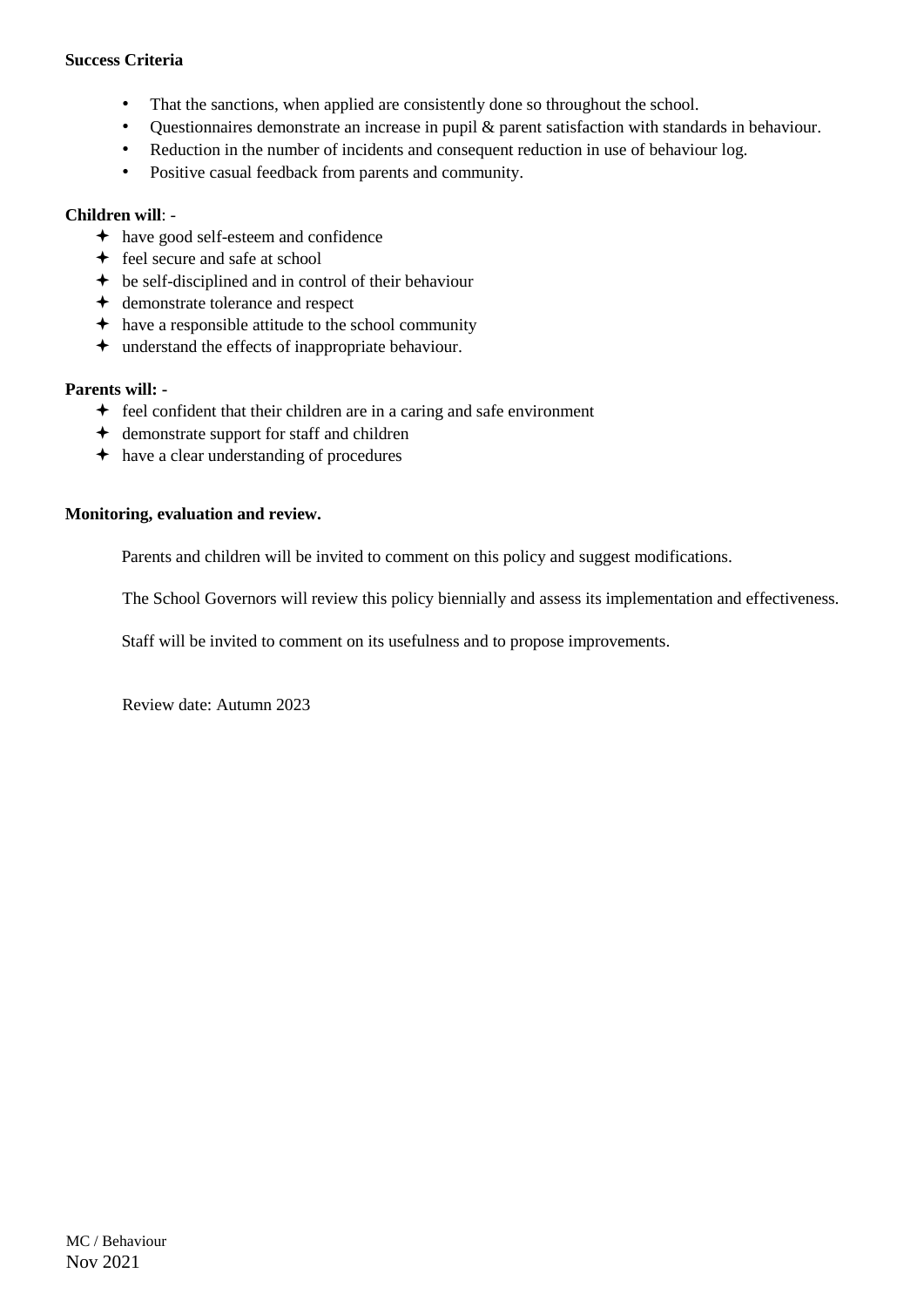**Success Criteria**

- That the sanctions, when applied are consistently done so throughout the school.
- Questionnaires demonstrate an increase in pupil & parent satisfaction with standards in behaviour.
- Reduction in the number of incidents and consequent reduction in use of behaviour log.
- Positive casual feedback from parents and community.

**Children will**: -

- have good self-esteem and confidence
- feel secure and safe at school
- be self-disciplined and in control of their behaviour
- demonstrate tolerance and respect
- have a responsible attitude to the school community
- understand the effects of inappropriate behaviour.

**Parents will: -**

- feel confident that their children are in a caring and safe environment
- demonstrate support for staff and children
- have a clear understanding of procedures

**Monitoring, evaluation and review.**

Parents and children will be invited to comment on this policy and suggest modifications.

The School Governors will review this policy biennially and assess its implementation and effectiveness.

Staff will be invited to comment on its usefulness and to propose improvements.

Review date: Autumn 2023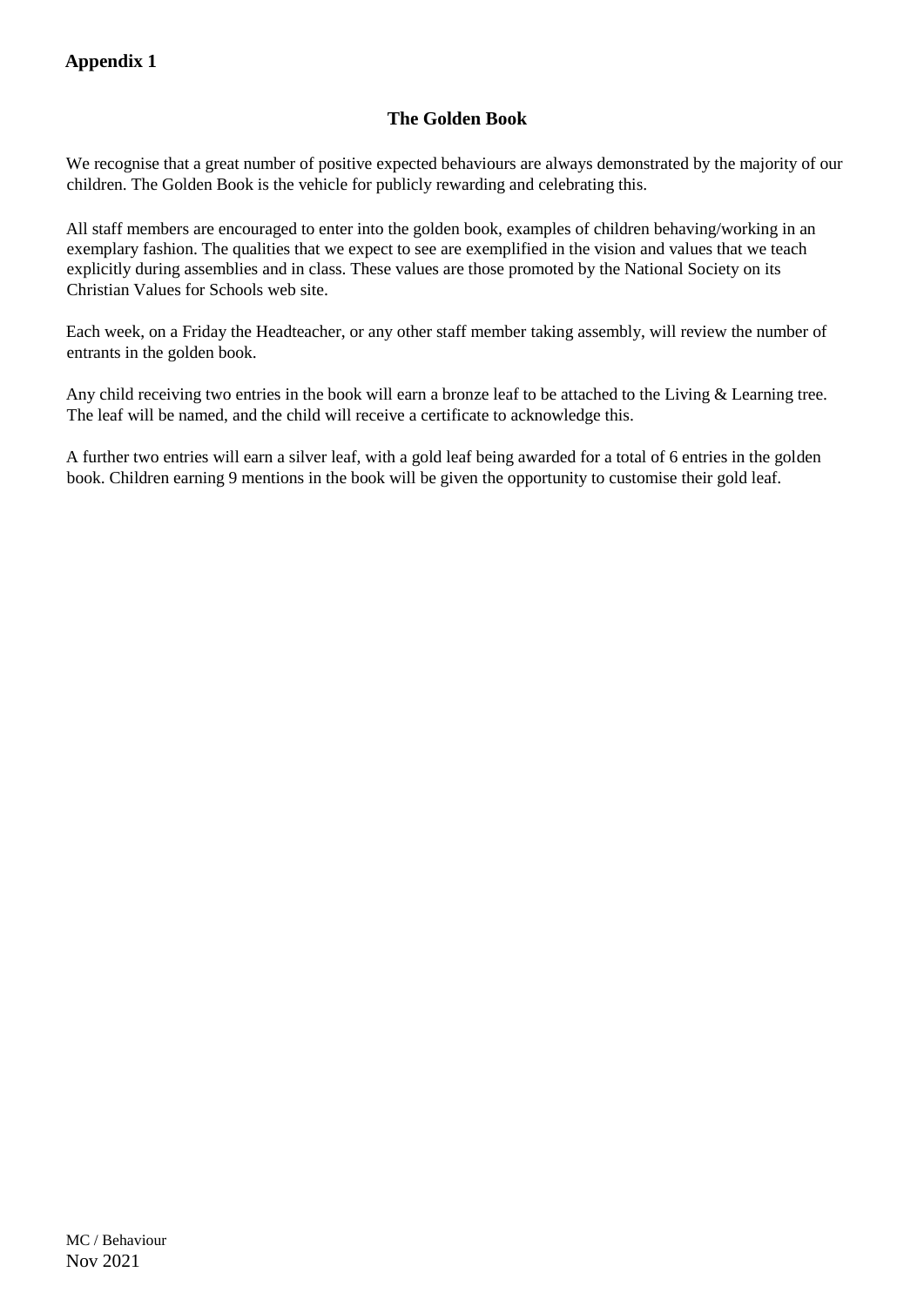**Appendix 1**

## The Golden Book

We recognise that a great number of positive expected behaviours are always demonstrated by the majority of our children. The Golden Book is the vehicle for publicly rewarding and celebrating this.

All staff members are encouraged to enter into the golden book, examples of children behaving/working in an exemplary fashion. The qualities that we expect to see are exemplified in the vision and values that we teach explicitly during assemblies and in class. These values are those promoted by the National Society on its Christian Values for Schools web site.

Each week, on a Friday the Headteacher, or any other staff member taking assembly, will review the number of entrants in the golden book.

Any child receiving two entries in the book will earn a bronze leaf to be attached to the Living & Learning tree. The leaf will be named, and the child will receive a certificate to acknowledge this.

A further two entries will earn a silver leaf, with a gold leaf being awarded for a total of 6 entries in the golden book. Children earning 9 mentions in the book will be given the opportunity to customise their gold leaf.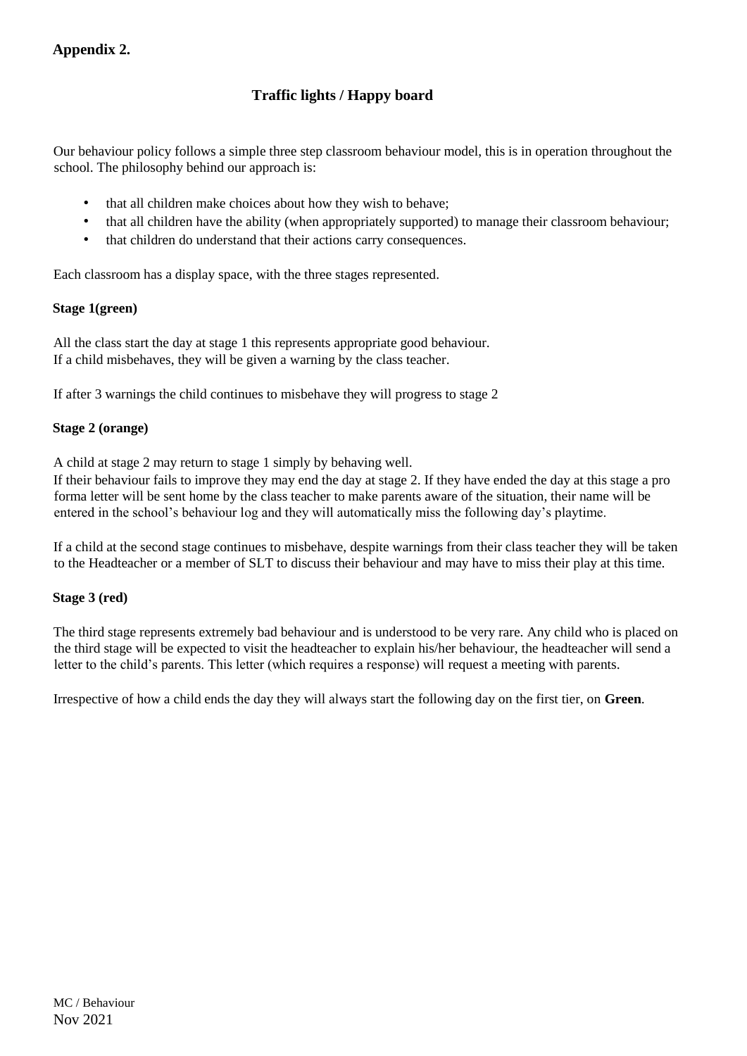**Appendix 2.**

## Traffic lights / Happy board

Our behaviour policy follows a simple three step classroom behaviour model, this is in operation throughout the school. The philosophy behind our approach is:

- that all children make choices about how they wish to behave;
- that all children have the ability (when appropriately supported) to manage their classroom behaviour;
- that children do understand that their actions carry consequences.

Each classroom has a display space, with the three stages represented.

**Stage 1(green)**

All the class start the day at stage 1 this represents appropriate good behaviour.
If a child misbehaves, they will be given a warning by the class teacher.

If after 3 warnings the child continues to misbehave they will progress to stage 2

**Stage 2 (orange)**

A child at stage 2 may return to stage 1 simply by behaving well.
If their behaviour fails to improve they may end the day at stage 2. If they have ended the day at this stage a pro forma letter will be sent home by the class teacher to make parents aware of the situation, their name will be entered in the school's behaviour log and they will automatically miss the following day's playtime.

If a child at the second stage continues to misbehave, despite warnings from their class teacher they will be taken to the Headteacher or a member of SLT to discuss their behaviour and may have to miss their play at this time.

**Stage 3 (red)**

The third stage represents extremely bad behaviour and is understood to be very rare. Any child who is placed on the third stage will be expected to visit the headteacher to explain his/her behaviour, the headteacher will send a letter to the child's parents. This letter (which requires a response) will request a meeting with parents.

Irrespective of how a child ends the day they will always start the following day on the first tier, on **Green**.